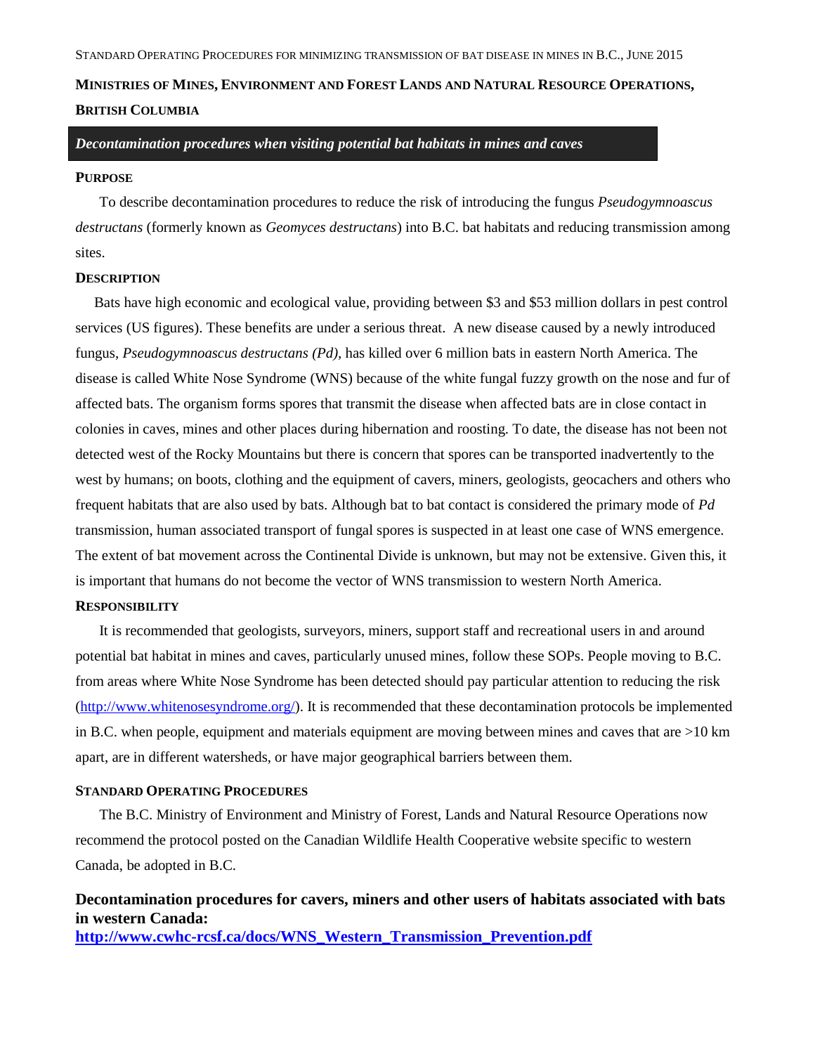STANDARD OPERATING PROCEDURES FOR MINIMIZING TRANSMISSION OF BAT DISEASE IN MINES IN B.C., JUNE 2015

**MINISTRIES OF MINES, ENVIRONMENT AND FOREST LANDS AND NATURAL RESOURCE OPERATIONS, BRITISH COLUMBIA**

## *Decontamination procedures when visiting potential bat habitats in mines and caves*

### PURPOSE

To describe decontamination procedures to reduce the risk of introducing the fungus *Pseudogymnoascus destructans* (formerly known as *Geomyces destructans*) into B.C. bat habitats and reducing transmission among sites.

### DESCRIPTION

Bats have high economic and ecological value, providing between $3 and $53 million dollars in pest control services (US figures). These benefits are under a serious threat. A new disease caused by a newly introduced fungus, *Pseudogymnoascus destructans (Pd),* has killed over 6 million bats in eastern North America. The disease is called White Nose Syndrome (WNS) because of the white fungal fuzzy growth on the nose and fur of affected bats. The organism forms spores that transmit the disease when affected bats are in close contact in colonies in caves, mines and other places during hibernation and roosting. To date, the disease has not been not detected west of the Rocky Mountains but there is concern that spores can be transported inadvertently to the west by humans; on boots, clothing and the equipment of cavers, miners, geologists, geocachers and others who frequent habitats that are also used by bats. Although bat to bat contact is considered the primary mode of *Pd* transmission, human associated transport of fungal spores is suspected in at least one case of WNS emergence. The extent of bat movement across the Continental Divide is unknown, but may not be extensive. Given this, it is important that humans do not become the vector of WNS transmission to western North America.

### RESPONSIBILITY

It is recommended that geologists, surveyors, miners, support staff and recreational users in and around potential bat habitat in mines and caves, particularly unused mines, follow these SOPs. People moving to B.C. from areas where White Nose Syndrome has been detected should pay particular attention to reducing the risk (http://www.whitenosesyndrome.org/). It is recommended that these decontamination protocols be implemented in B.C. when people, equipment and materials equipment are moving between mines and caves that are >10 km apart, are in different watersheds, or have major geographical barriers between them.

### STANDARD OPERATING PROCEDURES

The B.C. Ministry of Environment and Ministry of Forest, Lands and Natural Resource Operations now recommend the protocol posted on the Canadian Wildlife Health Cooperative website specific to western Canada, be adopted in B.C.

**Decontamination procedures for cavers, miners and other users of habitats associated with bats in western Canada:**
**http://www.cwhc-rcsf.ca/docs/WNS_Western_Transmission_Prevention.pdf**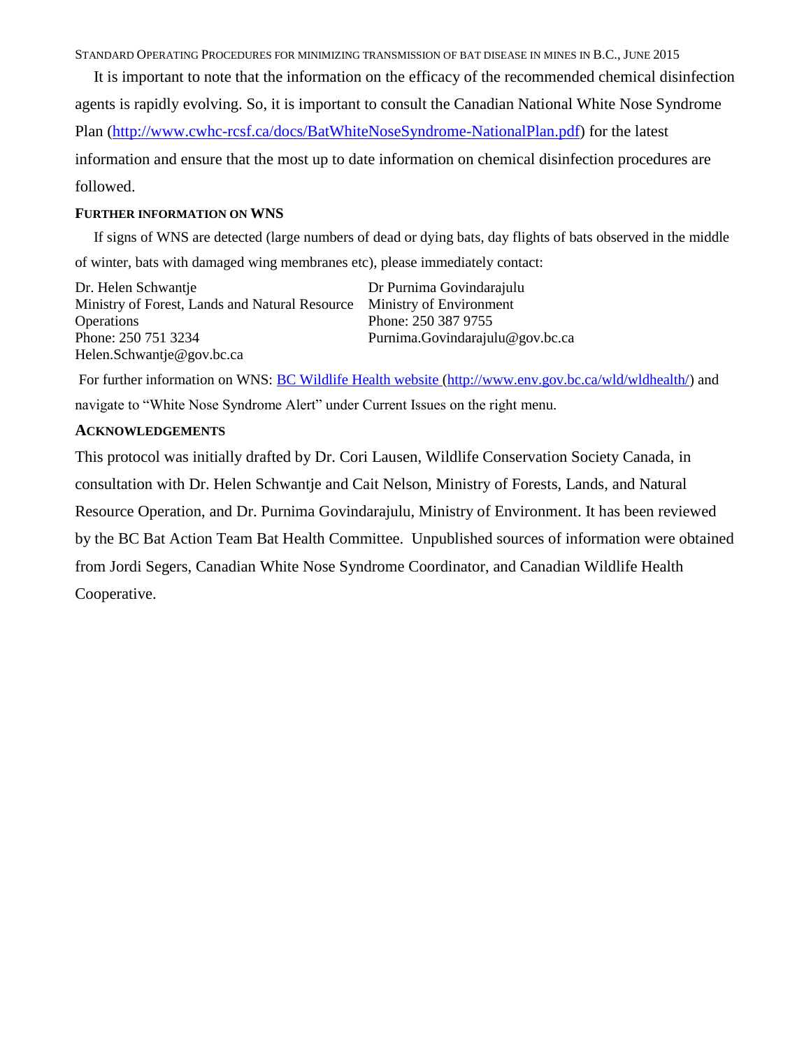It is important to note that the information on the efficacy of the recommended chemical disinfection agents is rapidly evolving. So, it is important to consult the Canadian National White Nose Syndrome Plan (http://www.cwhc-rcsf.ca/docs/BatWhiteNoseSyndrome-NationalPlan.pdf) for the latest information and ensure that the most up to date information on chemical disinfection procedures are followed.

### FURTHER INFORMATION ON WNS

If signs of WNS are detected (large numbers of dead or dying bats, day flights of bats observed in the middle of winter, bats with damaged wing membranes etc), please immediately contact:

Dr. Helen Schwantje
Ministry of Forest, Lands and Natural Resource Operations
Phone: 250 751 3234
Helen.Schwantje@gov.bc.ca

Dr Purnima Govindarajulu
Ministry of Environment
Phone: 250 387 9755
Purnima.Govindarajulu@gov.bc.ca

For further information on WNS: BC Wildlife Health website (http://www.env.gov.bc.ca/wld/wldhealth/) and navigate to "White Nose Syndrome Alert" under Current Issues on the right menu.

### ACKNOWLEDGEMENTS

This protocol was initially drafted by Dr. Cori Lausen, Wildlife Conservation Society Canada, in consultation with Dr. Helen Schwantje and Cait Nelson, Ministry of Forests, Lands, and Natural Resource Operation, and Dr. Purnima Govindarajulu, Ministry of Environment. It has been reviewed by the BC Bat Action Team Bat Health Committee. Unpublished sources of information were obtained from Jordi Segers, Canadian White Nose Syndrome Coordinator, and Canadian Wildlife Health Cooperative.